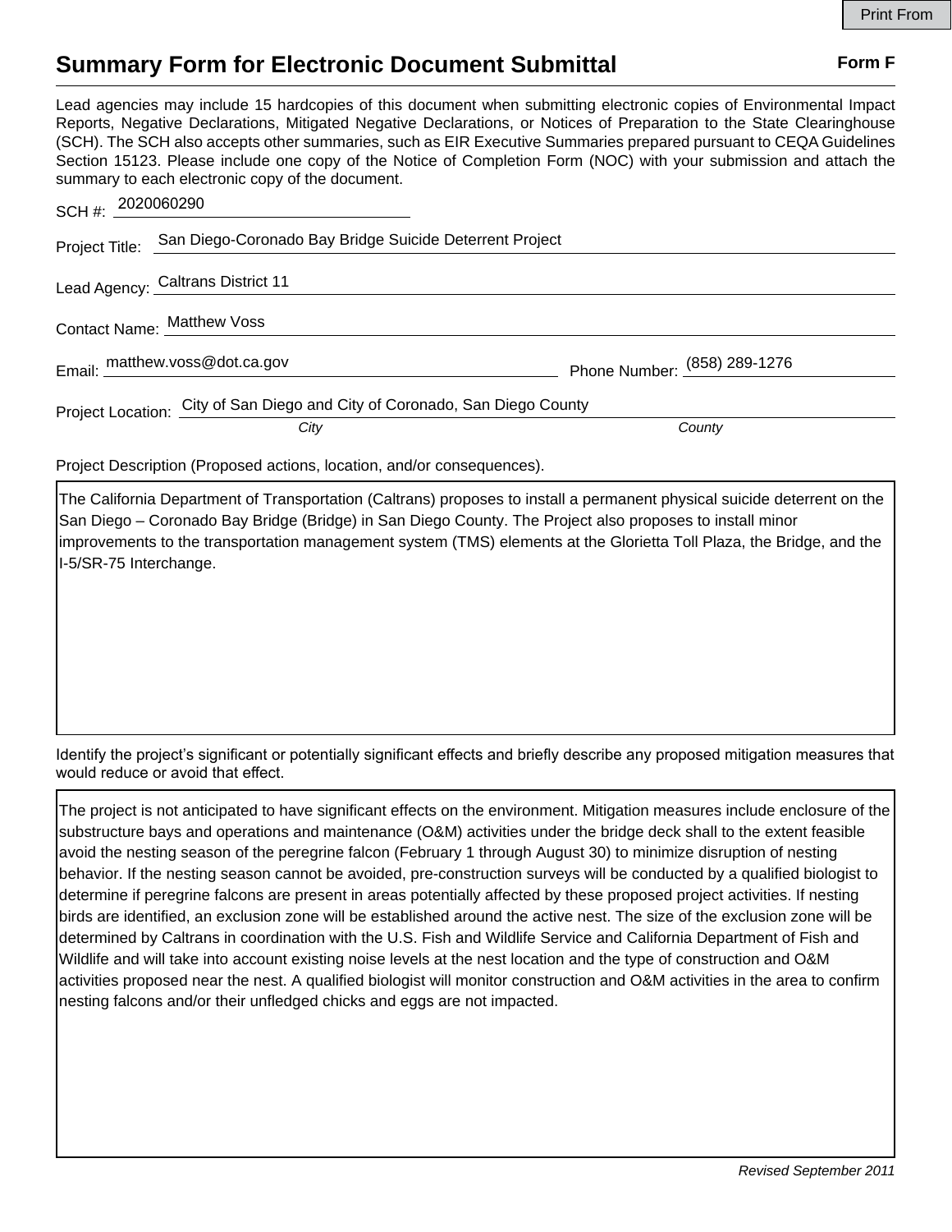# Summary Form for Electronic Document Submittal

**Form F**

Lead agencies may include 15 hardcopies of this document when submitting electronic copies of Environmental Impact Reports, Negative Declarations, Mitigated Negative Declarations, or Notices of Preparation to the State Clearinghouse (SCH). The SCH also accepts other summaries, such as EIR Executive Summaries prepared pursuant to CEQA Guidelines Section 15123. Please include one copy of the Notice of Completion Form (NOC) with your submission and attach the summary to each electronic copy of the document.

SCH #: 2020060290

Project Title: San Diego-Coronado Bay Bridge Suicide Deterrent Project

Lead Agency: Caltrans District 11

Contact Name: Matthew Voss

Email: matthew.voss@dot.ca.gov Phone Number: (858) 289-1276

Project Location: City of San Diego and City of Coronado, San Diego County
*City* *County*

Project Description (Proposed actions, location, and/or consequences).

The California Department of Transportation (Caltrans) proposes to install a permanent physical suicide deterrent on the San Diego – Coronado Bay Bridge (Bridge) in San Diego County. The Project also proposes to install minor improvements to the transportation management system (TMS) elements at the Glorietta Toll Plaza, the Bridge, and the I-5/SR-75 Interchange.

Identify the project's significant or potentially significant effects and briefly describe any proposed mitigation measures that would reduce or avoid that effect.

The project is not anticipated to have significant effects on the environment. Mitigation measures include enclosure of the substructure bays and operations and maintenance (O&M) activities under the bridge deck shall to the extent feasible avoid the nesting season of the peregrine falcon (February 1 through August 30) to minimize disruption of nesting behavior. If the nesting season cannot be avoided, pre-construction surveys will be conducted by a qualified biologist to determine if peregrine falcons are present in areas potentially affected by these proposed project activities. If nesting birds are identified, an exclusion zone will be established around the active nest. The size of the exclusion zone will be determined by Caltrans in coordination with the U.S. Fish and Wildlife Service and California Department of Fish and Wildlife and will take into account existing noise levels at the nest location and the type of construction and O&M activities proposed near the nest. A qualified biologist will monitor construction and O&M activities in the area to confirm nesting falcons and/or their unfledged chicks and eggs are not impacted.

*Revised September 2011*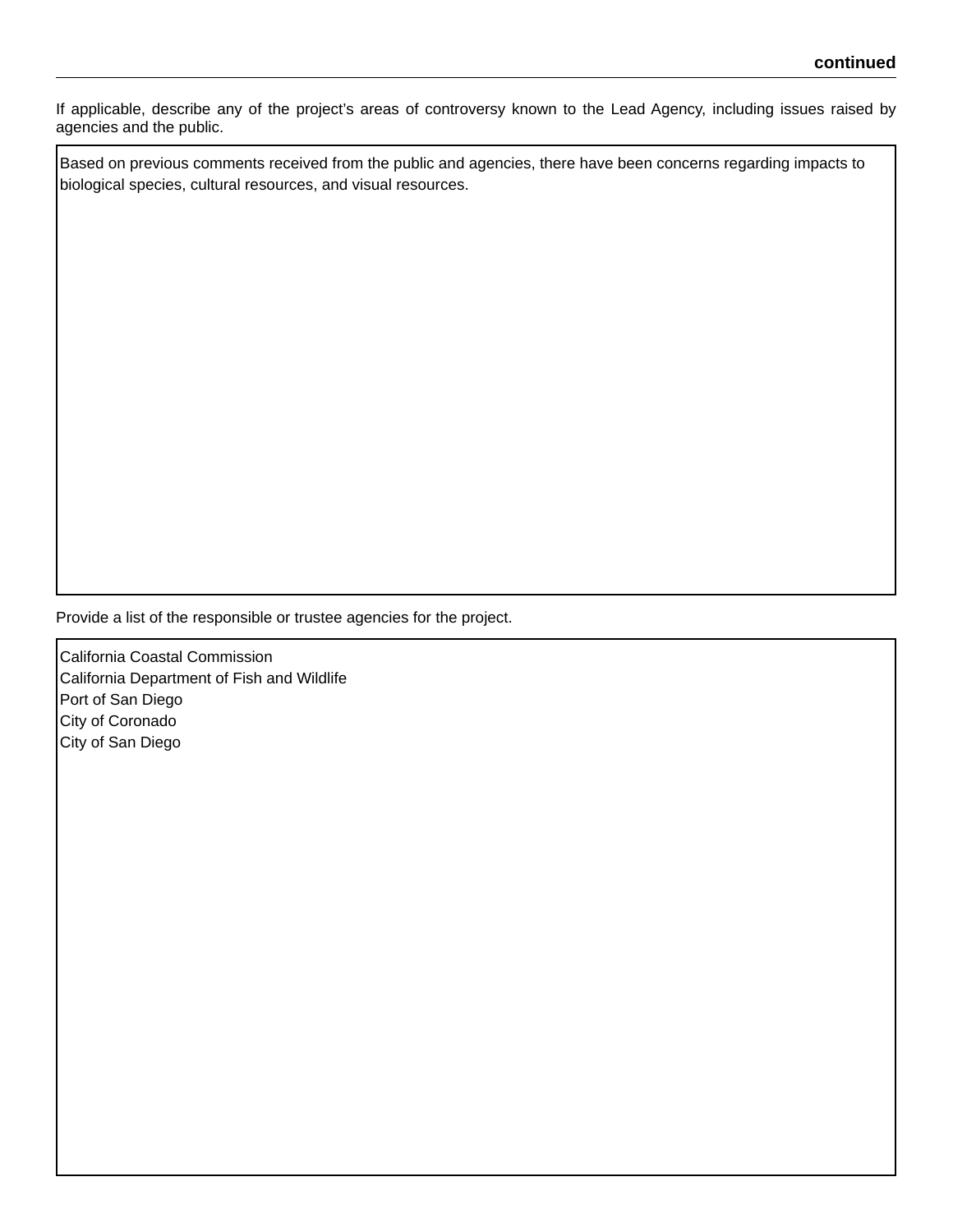**continued**

If applicable, describe any of the project's areas of controversy known to the Lead Agency, including issues raised by agencies and the public.

Based on previous comments received from the public and agencies, there have been concerns regarding impacts to biological species, cultural resources, and visual resources.

Provide a list of the responsible or trustee agencies for the project.

California Coastal Commission
California Department of Fish and Wildlife
Port of San Diego
City of Coronado
City of San Diego